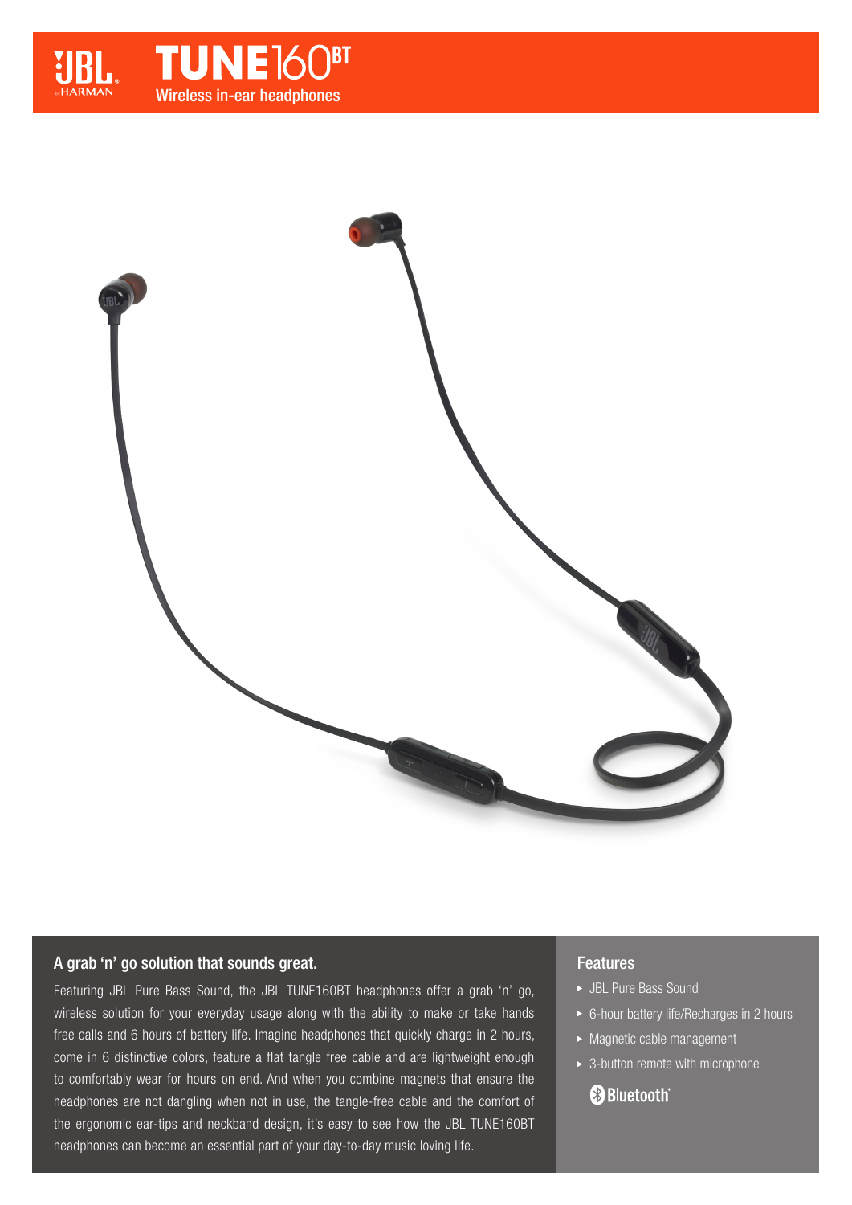# JBL TUNE160BT

Wireless in-ear headphones

## A grab 'n' go solution that sounds great.

Featuring JBL Pure Bass Sound, the JBL TUNE160BT headphones offer a grab 'n' go, wireless solution for your everyday usage along with the ability to make or take hands free calls and 6 hours of battery life. Imagine headphones that quickly charge in 2 hours, come in 6 distinctive colors, feature a flat tangle free cable and are lightweight enough to comfortably wear for hours on end. And when you combine magnets that ensure the headphones are not dangling when not in use, the tangle-free cable and the comfort of the ergonomic ear-tips and neckband design, it's easy to see how the JBL TUNE160BT headphones can become an essential part of your day-to-day music loving life.

## Features

- JBL Pure Bass Sound
- 6-hour battery life/Recharges in 2 hours
- Magnetic cable management
- 3-button remote with microphone

Bluetooth®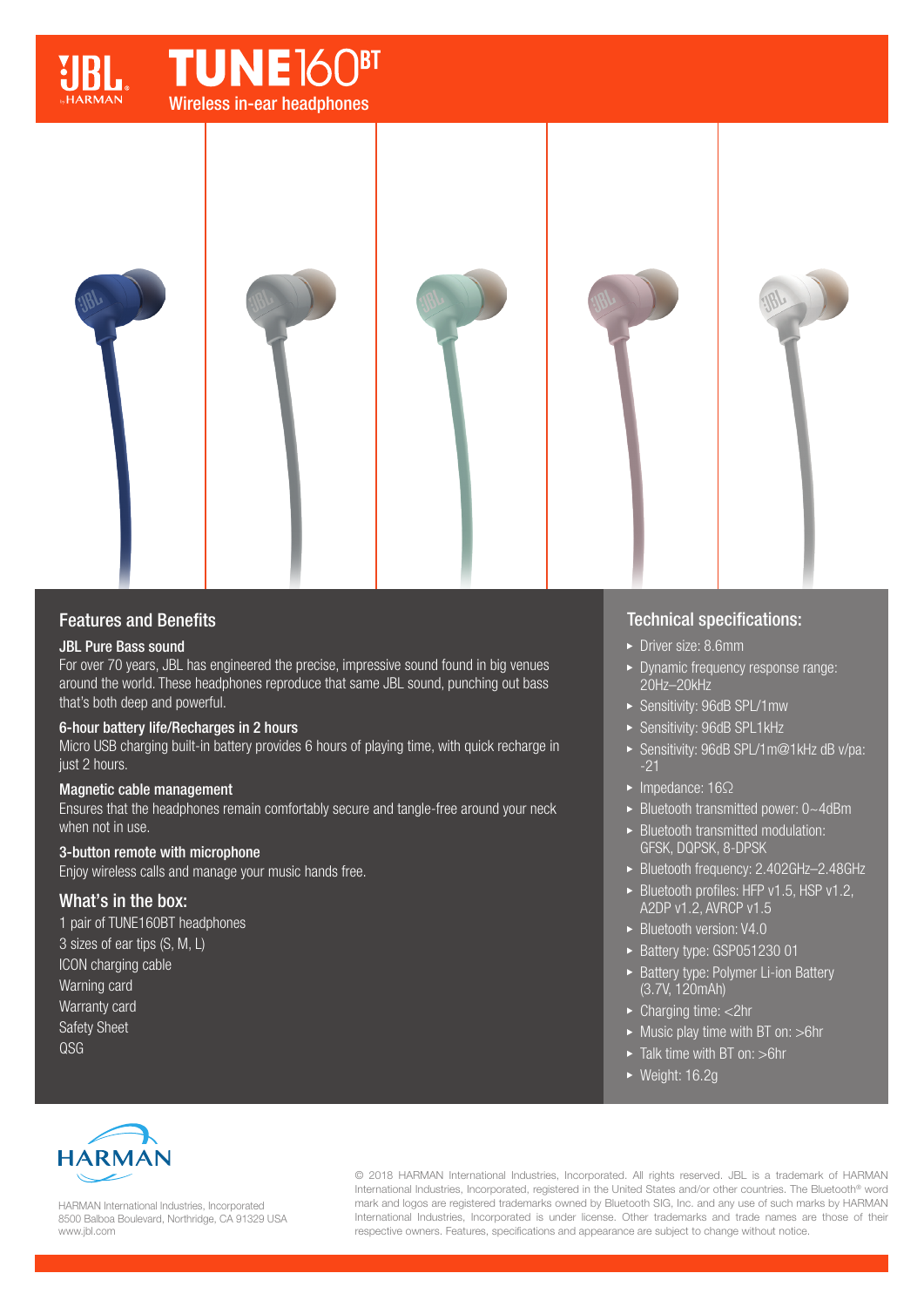# JBL TUNE160BT

Wireless in-ear headphones

## Features and Benefits

### JBL Pure Bass sound

For over 70 years, JBL has engineered the precise, impressive sound found in big venues around the world. These headphones reproduce that same JBL sound, punching out bass that's both deep and powerful.

### 6-hour battery life/Recharges in 2 hours

Micro USB charging built-in battery provides 6 hours of playing time, with quick recharge in just 2 hours.

### Magnetic cable management

Ensures that the headphones remain comfortably secure and tangle-free around your neck when not in use.

### 3-button remote with microphone

Enjoy wireless calls and manage your music hands free.

## What's in the box:

1 pair of TUNE160BT headphones
3 sizes of ear tips (S, M, L)
ICON charging cable
Warning card
Warranty card
Safety Sheet
QSG

## Technical specifications:

- Driver size: 8.6mm
- Dynamic frequency response range: 20Hz–20kHz
- Sensitivity: 96dB SPL/1mw
- Sensitivity: 96dB SPL1kHz
- Sensitivity: 96dB SPL/1m@1kHz dB v/pa: -21
- Impedance: 16Ω
- Bluetooth transmitted power: 0~4dBm
- Bluetooth transmitted modulation: GFSK, DQPSK, 8-DPSK
- Bluetooth frequency: 2.402GHz–2.48GHz
- Bluetooth profiles: HFP v1.5, HSP v1.2, A2DP v1.2, AVRCP v1.5
- Bluetooth version: V4.0
- Battery type: GSP051230 01
- Battery type: Polymer Li-ion Battery (3.7V, 120mAh)
- Charging time: <2hr
- Music play time with BT on: >6hr
- Talk time with BT on: >6hr
- Weight: 16.2g

HARMAN

HARMAN International Industries, Incorporated
8500 Balboa Boulevard, Northridge, CA 91329 USA
www.jbl.com

© 2018 HARMAN International Industries, Incorporated. All rights reserved. JBL is a trademark of HARMAN International Industries, Incorporated, registered in the United States and/or other countries. The Bluetooth® word mark and logos are registered trademarks owned by Bluetooth SIG, Inc. and any use of such marks by HARMAN International Industries, Incorporated is under license. Other trademarks and trade names are those of their respective owners. Features, specifications and appearance are subject to change without notice.